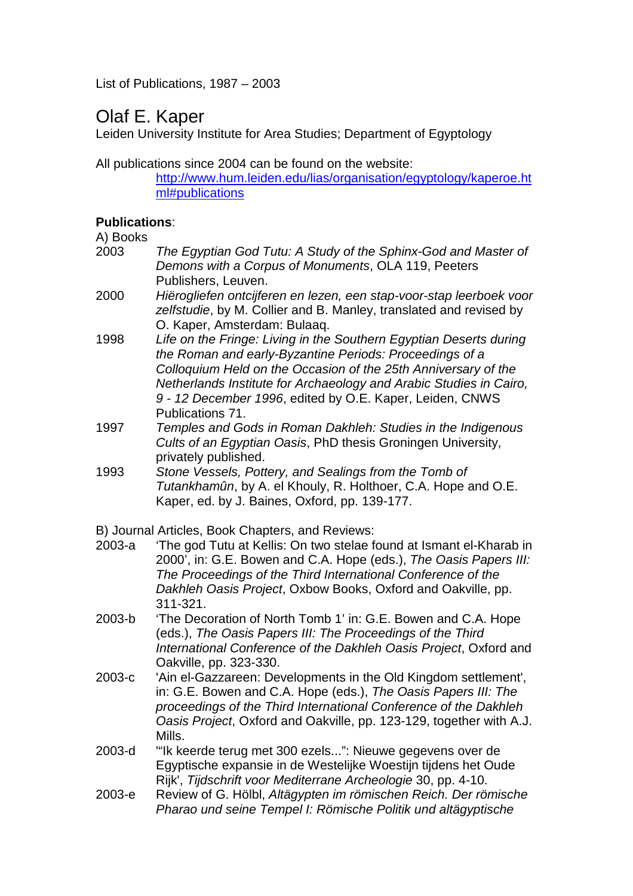List of Publications, 1987 – 2003

# Olaf E. Kaper

Leiden University Institute for Area Studies; Department of Egyptology

All publications since 2004 can be found on the website:
[http://www.hum.leiden.edu/lias/organisation/egyptology/kaperoe.html#publications](http://www.hum.leiden.edu/lias/organisation/egyptology/kaperoe.html#publications)

**Publications**:

A) Books

- 2003 *The Egyptian God Tutu: A Study of the Sphinx-God and Master of Demons with a Corpus of Monuments*, OLA 119, Peeters Publishers, Leuven.
- 2000 *Hiërogliefen ontcijferen en lezen, een stap-voor-stap leerboek voor zelfstudie*, by M. Collier and B. Manley, translated and revised by O. Kaper, Amsterdam: Bulaaq.
- 1998 *Life on the Fringe: Living in the Southern Egyptian Deserts during the Roman and early-Byzantine Periods: Proceedings of a Colloquium Held on the Occasion of the 25th Anniversary of the Netherlands Institute for Archaeology and Arabic Studies in Cairo, 9 - 12 December 1996*, edited by O.E. Kaper, Leiden, CNWS Publications 71.
- 1997 *Temples and Gods in Roman Dakhleh: Studies in the Indigenous Cults of an Egyptian Oasis*, PhD thesis Groningen University, privately published.
- 1993 *Stone Vessels, Pottery, and Sealings from the Tomb of Tutankhamûn*, by A. el Khouly, R. Holthoer, C.A. Hope and O.E. Kaper, ed. by J. Baines, Oxford, pp. 139-177.

B) Journal Articles, Book Chapters, and Reviews:

- 2003-a 'The god Tutu at Kellis: On two stelae found at Ismant el-Kharab in 2000', in: G.E. Bowen and C.A. Hope (eds.), *The Oasis Papers III: The Proceedings of the Third International Conference of the Dakhleh Oasis Project*, Oxbow Books, Oxford and Oakville, pp. 311-321.
- 2003-b 'The Decoration of North Tomb 1' in: G.E. Bowen and C.A. Hope (eds.), *The Oasis Papers III: The Proceedings of the Third International Conference of the Dakhleh Oasis Project*, Oxford and Oakville, pp. 323-330.
- 2003-c 'Ain el-Gazzareen: Developments in the Old Kingdom settlement', in: G.E. Bowen and C.A. Hope (eds.), *The Oasis Papers III: The proceedings of the Third International Conference of the Dakhleh Oasis Project*, Oxford and Oakville, pp. 123-129, together with A.J. Mills.
- 2003-d '"Ik keerde terug met 300 ezels...": Nieuwe gegevens over de Egyptische expansie in de Westelijke Woestijn tijdens het Oude Rijk', *Tijdschrift voor Mediterrane Archeologie* 30, pp. 4-10.
- 2003-e Review of G. Hölbl, *Altägypten im römischen Reich. Der römische Pharao und seine Tempel I: Römische Politik und altägyptische*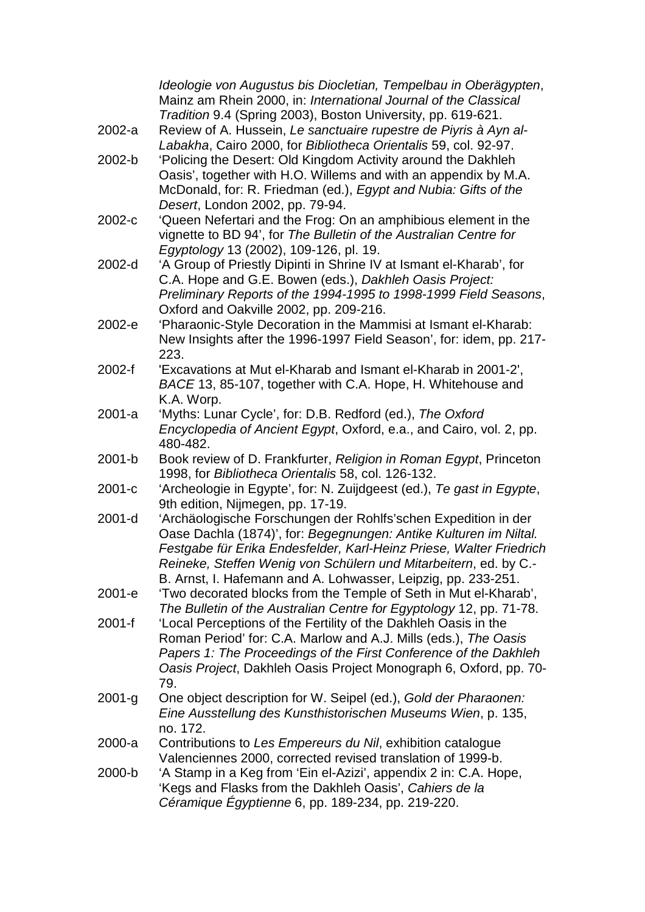*Ideologie von Augustus bis Diocletian, Tempelbau in Oberägypten*, Mainz am Rhein 2000, in: *International Journal of the Classical Tradition* 9.4 (Spring 2003), Boston University, pp. 619-621.

2002-a Review of A. Hussein, *Le sanctuaire rupestre de Piyris à Ayn al-Labakha*, Cairo 2000, for *Bibliotheca Orientalis* 59, col. 92-97.

2002-b 'Policing the Desert: Old Kingdom Activity around the Dakhleh Oasis', together with H.O. Willems and with an appendix by M.A. McDonald, for: R. Friedman (ed.), *Egypt and Nubia: Gifts of the Desert*, London 2002, pp. 79-94.

2002-c 'Queen Nefertari and the Frog: On an amphibious element in the vignette to BD 94', for *The Bulletin of the Australian Centre for Egyptology* 13 (2002), 109-126, pl. 19.

2002-d 'A Group of Priestly Dipinti in Shrine IV at Ismant el-Kharab', for C.A. Hope and G.E. Bowen (eds.), *Dakhleh Oasis Project: Preliminary Reports of the 1994-1995 to 1998-1999 Field Seasons*, Oxford and Oakville 2002, pp. 209-216.

2002-e 'Pharaonic-Style Decoration in the Mammisi at Ismant el-Kharab: New Insights after the 1996-1997 Field Season', for: idem, pp. 217-223.

2002-f 'Excavations at Mut el-Kharab and Ismant el-Kharab in 2001-2', *BACE* 13, 85-107, together with C.A. Hope, H. Whitehouse and K.A. Worp.

2001-a 'Myths: Lunar Cycle', for: D.B. Redford (ed.), *The Oxford Encyclopedia of Ancient Egypt*, Oxford, e.a., and Cairo, vol. 2, pp. 480-482.

2001-b Book review of D. Frankfurter, *Religion in Roman Egypt*, Princeton 1998, for *Bibliotheca Orientalis* 58, col. 126-132.

2001-c 'Archeologie in Egypte', for: N. Zuijdgeest (ed.), *Te gast in Egypte*, 9th edition, Nijmegen, pp. 17-19.

2001-d 'Archäologische Forschungen der Rohlfs'schen Expedition in der Oase Dachla (1874)', for: *Begegnungen: Antike Kulturen im Niltal. Festgabe für Erika Endesfelder, Karl-Heinz Priese, Walter Friedrich Reineke, Steffen Wenig von Schülern und Mitarbeitern*, ed. by C.-B. Arnst, I. Hafemann and A. Lohwasser, Leipzig, pp. 233-251.

2001-e 'Two decorated blocks from the Temple of Seth in Mut el-Kharab', *The Bulletin of the Australian Centre for Egyptology* 12, pp. 71-78.

2001-f 'Local Perceptions of the Fertility of the Dakhleh Oasis in the Roman Period' for: C.A. Marlow and A.J. Mills (eds.), *The Oasis Papers 1: The Proceedings of the First Conference of the Dakhleh Oasis Project*, Dakhleh Oasis Project Monograph 6, Oxford, pp. 70-79.

2001-g One object description for W. Seipel (ed.), *Gold der Pharaonen: Eine Ausstellung des Kunsthistorischen Museums Wien*, p. 135, no. 172.

2000-a Contributions to *Les Empereurs du Nil*, exhibition catalogue Valenciennes 2000, corrected revised translation of 1999-b.

2000-b 'A Stamp in a Keg from 'Ein el-Azizi', appendix 2 in: C.A. Hope, 'Kegs and Flasks from the Dakhleh Oasis', *Cahiers de la Céramique Égyptienne* 6, pp. 189-234, pp. 219-220.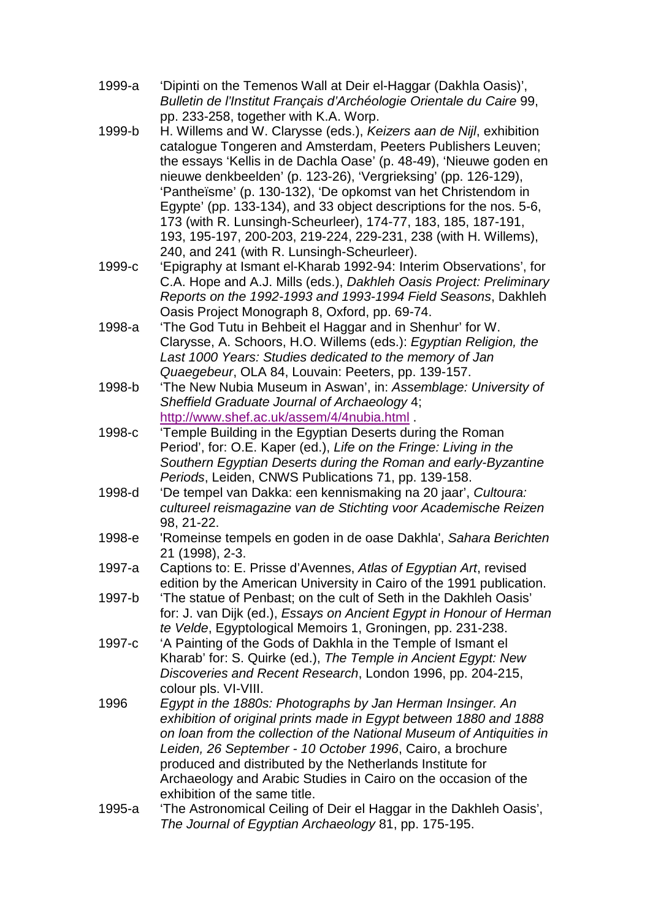1999-a 'Dipinti on the Temenos Wall at Deir el-Haggar (Dakhla Oasis)', *Bulletin de l'Institut Français d'Archéologie Orientale du Caire* 99, pp. 233-258, together with K.A. Worp.

1999-b H. Willems and W. Clarysse (eds.), *Keizers aan de Nijl*, exhibition catalogue Tongeren and Amsterdam, Peeters Publishers Leuven; the essays 'Kellis in de Dachla Oase' (p. 48-49), 'Nieuwe goden en nieuwe denkbeelden' (p. 123-26), 'Vergrieksing' (pp. 126-129), 'Pantheïsme' (p. 130-132), 'De opkomst van het Christendom in Egypte' (pp. 133-134), and 33 object descriptions for the nos. 5-6, 173 (with R. Lunsingh-Scheurleer), 174-77, 183, 185, 187-191, 193, 195-197, 200-203, 219-224, 229-231, 238 (with H. Willems), 240, and 241 (with R. Lunsingh-Scheurleer).

1999-c 'Epigraphy at Ismant el-Kharab 1992-94: Interim Observations', for C.A. Hope and A.J. Mills (eds.), *Dakhleh Oasis Project: Preliminary Reports on the 1992-1993 and 1993-1994 Field Seasons*, Dakhleh Oasis Project Monograph 8, Oxford, pp. 69-74.

1998-a 'The God Tutu in Behbeit el Haggar and in Shenhur' for W. Clarysse, A. Schoors, H.O. Willems (eds.): *Egyptian Religion, the Last 1000 Years: Studies dedicated to the memory of Jan Quaegebeur*, OLA 84, Louvain: Peeters, pp. 139-157.

1998-b 'The New Nubia Museum in Aswan', in: *Assemblage: University of Sheffield Graduate Journal of Archaeology* 4; http://www.shef.ac.uk/assem/4/4nubia.html .

1998-c 'Temple Building in the Egyptian Deserts during the Roman Period', for: O.E. Kaper (ed.), *Life on the Fringe: Living in the Southern Egyptian Deserts during the Roman and early-Byzantine Periods*, Leiden, CNWS Publications 71, pp. 139-158.

1998-d 'De tempel van Dakka: een kennismaking na 20 jaar', *Cultoura: cultureel reismagazine van de Stichting voor Academische Reizen* 98, 21-22.

1998-e 'Romeinse tempels en goden in de oase Dakhla', *Sahara Berichten* 21 (1998), 2-3.

1997-a Captions to: E. Prisse d'Avennes, *Atlas of Egyptian Art*, revised edition by the American University in Cairo of the 1991 publication.

1997-b 'The statue of Penbast; on the cult of Seth in the Dakhleh Oasis' for: J. van Dijk (ed.), *Essays on Ancient Egypt in Honour of Herman te Velde*, Egyptological Memoirs 1, Groningen, pp. 231-238.

1997-c 'A Painting of the Gods of Dakhla in the Temple of Ismant el Kharab' for: S. Quirke (ed.), *The Temple in Ancient Egypt: New Discoveries and Recent Research*, London 1996, pp. 204-215, colour pls. VI-VIII.

1996 *Egypt in the 1880s: Photographs by Jan Herman Insinger. An exhibition of original prints made in Egypt between 1880 and 1888 on loan from the collection of the National Museum of Antiquities in Leiden, 26 September - 10 October 1996*, Cairo, a brochure produced and distributed by the Netherlands Institute for Archaeology and Arabic Studies in Cairo on the occasion of the exhibition of the same title.

1995-a 'The Astronomical Ceiling of Deir el Haggar in the Dakhleh Oasis', *The Journal of Egyptian Archaeology* 81, pp. 175-195.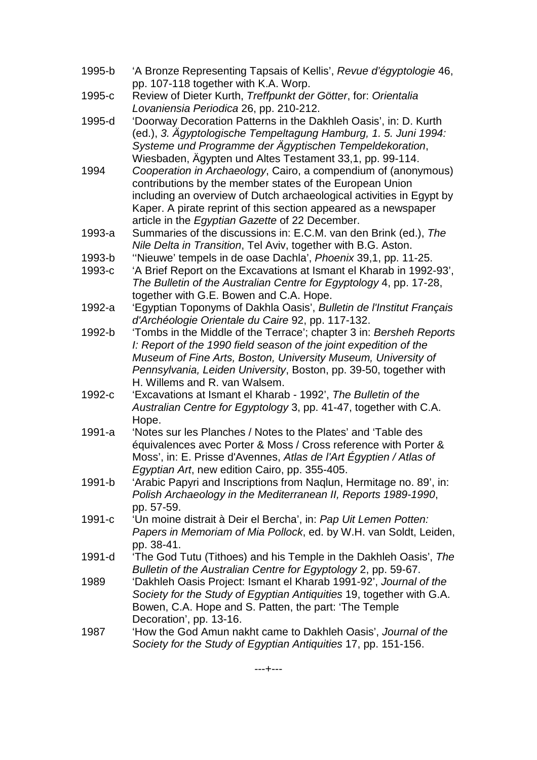1995-b 'A Bronze Representing Tapsais of Kellis', *Revue d'égyptologie* 46, pp. 107-118 together with K.A. Worp.

1995-c Review of Dieter Kurth, *Treffpunkt der Götter*, for: *Orientalia Lovaniensia Periodica* 26, pp. 210-212.

1995-d 'Doorway Decoration Patterns in the Dakhleh Oasis', in: D. Kurth (ed.), *3. Ägyptologische Tempeltagung Hamburg, 1. 5. Juni 1994: Systeme und Programme der Ägyptischen Tempeldekoration*, Wiesbaden, Ägypten und Altes Testament 33,1, pp. 99-114.

1994 *Cooperation in Archaeology*, Cairo, a compendium of (anonymous) contributions by the member states of the European Union including an overview of Dutch archaeological activities in Egypt by Kaper. A pirate reprint of this section appeared as a newspaper article in the *Egyptian Gazette* of 22 December.

1993-a Summaries of the discussions in: E.C.M. van den Brink (ed.), *The Nile Delta in Transition*, Tel Aviv, together with B.G. Aston.

1993-b ''Nieuwe' tempels in de oase Dachla', *Phoenix* 39,1, pp. 11-25.

1993-c 'A Brief Report on the Excavations at Ismant el Kharab in 1992-93', *The Bulletin of the Australian Centre for Egyptology* 4, pp. 17-28, together with G.E. Bowen and C.A. Hope.

1992-a 'Egyptian Toponyms of Dakhla Oasis', *Bulletin de l'Institut Français d'Archéologie Orientale du Caire* 92, pp. 117-132.

1992-b 'Tombs in the Middle of the Terrace'; chapter 3 in: *Bersheh Reports I: Report of the 1990 field season of the joint expedition of the Museum of Fine Arts, Boston, University Museum, University of Pennsylvania, Leiden University*, Boston, pp. 39-50, together with H. Willems and R. van Walsem.

1992-c 'Excavations at Ismant el Kharab - 1992', *The Bulletin of the Australian Centre for Egyptology* 3, pp. 41-47, together with C.A. Hope.

1991-a 'Notes sur les Planches / Notes to the Plates' and 'Table des équivalences avec Porter & Moss / Cross reference with Porter & Moss', in: E. Prisse d'Avennes, *Atlas de l'Art Égyptien / Atlas of Egyptian Art*, new edition Cairo, pp. 355-405.

1991-b 'Arabic Papyri and Inscriptions from Naqlun, Hermitage no. 89', in: *Polish Archaeology in the Mediterranean II, Reports 1989-1990*, pp. 57-59.

1991-c 'Un moine distrait à Deir el Bercha', in: *Pap Uit Lemen Potten: Papers in Memoriam of Mia Pollock*, ed. by W.H. van Soldt, Leiden, pp. 38-41.

1991-d 'The God Tutu (Tithoes) and his Temple in the Dakhleh Oasis', *The Bulletin of the Australian Centre for Egyptology* 2, pp. 59-67.

1989 'Dakhleh Oasis Project: Ismant el Kharab 1991-92', *Journal of the Society for the Study of Egyptian Antiquities* 19, together with G.A. Bowen, C.A. Hope and S. Patten, the part: 'The Temple Decoration', pp. 13-16.

1987 'How the God Amun nakht came to Dakhleh Oasis', *Journal of the Society for the Study of Egyptian Antiquities* 17, pp. 151-156.

---+---